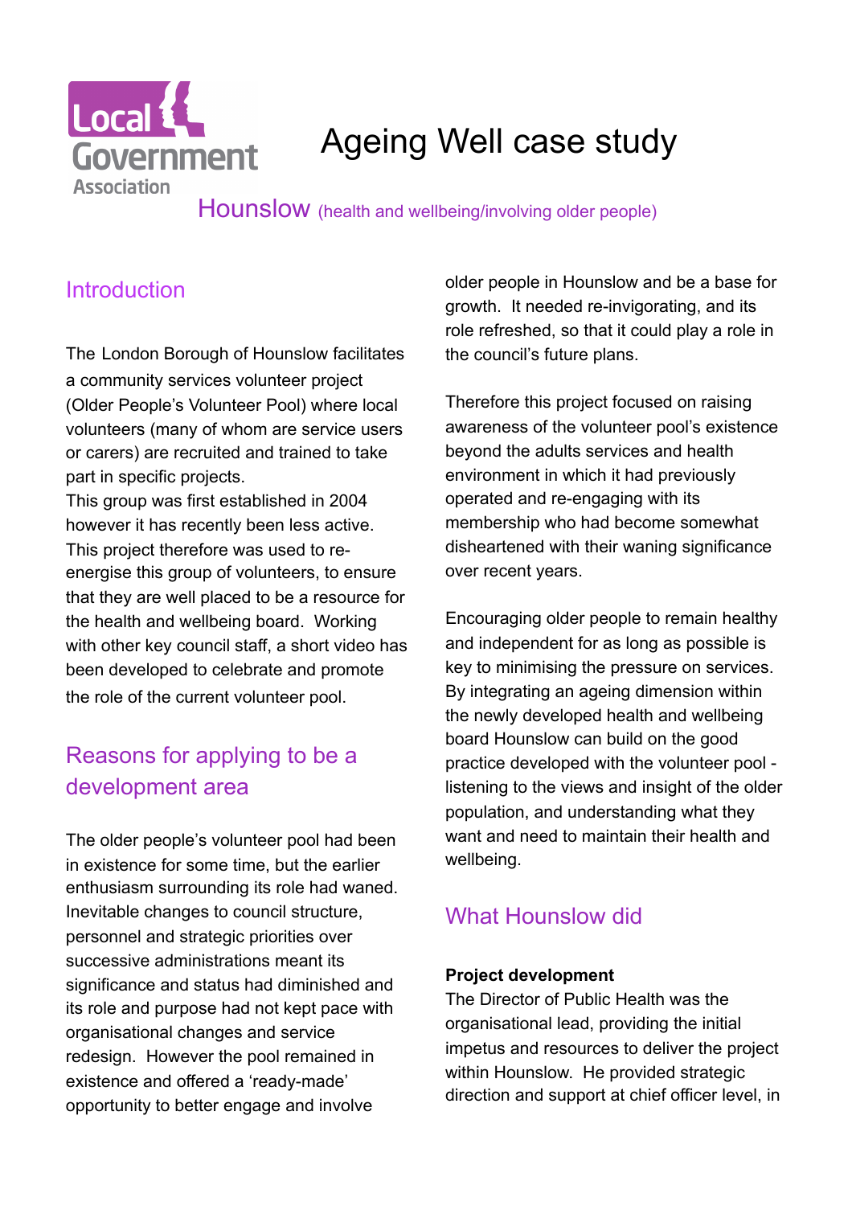Local Government Association

# Ageing Well case study

Hounslow (health and wellbeing/involving older people)

## Introduction

The London Borough of Hounslow facilitates a community services volunteer project (Older People's Volunteer Pool) where local volunteers (many of whom are service users or carers) are recruited and trained to take part in specific projects.
This group was first established in 2004 however it has recently been less active. This project therefore was used to re-energise this group of volunteers, to ensure that they are well placed to be a resource for the health and wellbeing board. Working with other key council staff, a short video has been developed to celebrate and promote the role of the current volunteer pool.

## Reasons for applying to be a development area

The older people's volunteer pool had been in existence for some time, but the earlier enthusiasm surrounding its role had waned. Inevitable changes to council structure, personnel and strategic priorities over successive administrations meant its significance and status had diminished and its role and purpose had not kept pace with organisational changes and service redesign. However the pool remained in existence and offered a 'ready-made' opportunity to better engage and involve older people in Hounslow and be a base for growth. It needed re-invigorating, and its role refreshed, so that it could play a role in the council's future plans.

Therefore this project focused on raising awareness of the volunteer pool's existence beyond the adults services and health environment in which it had previously operated and re-engaging with its membership who had become somewhat disheartened with their waning significance over recent years.

Encouraging older people to remain healthy and independent for as long as possible is key to minimising the pressure on services. By integrating an ageing dimension within the newly developed health and wellbeing board Hounslow can build on the good practice developed with the volunteer pool - listening to the views and insight of the older population, and understanding what they want and need to maintain their health and wellbeing.

## What Hounslow did

**Project development**
The Director of Public Health was the organisational lead, providing the initial impetus and resources to deliver the project within Hounslow. He provided strategic direction and support at chief officer level, in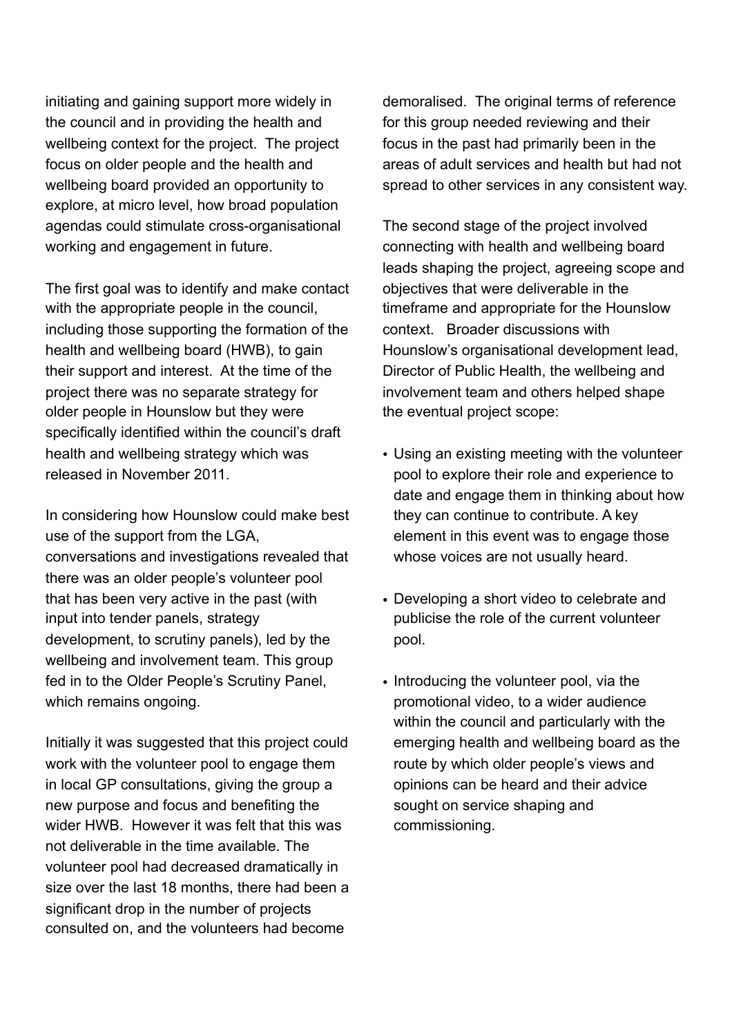initiating and gaining support more widely in the council and in providing the health and wellbeing context for the project. The project focus on older people and the health and wellbeing board provided an opportunity to explore, at micro level, how broad population agendas could stimulate cross-organisational working and engagement in future.

The first goal was to identify and make contact with the appropriate people in the council, including those supporting the formation of the health and wellbeing board (HWB), to gain their support and interest. At the time of the project there was no separate strategy for older people in Hounslow but they were specifically identified within the council's draft health and wellbeing strategy which was released in November 2011.

In considering how Hounslow could make best use of the support from the LGA, conversations and investigations revealed that there was an older people's volunteer pool that has been very active in the past (with input into tender panels, strategy development, to scrutiny panels), led by the wellbeing and involvement team. This group fed in to the Older People's Scrutiny Panel, which remains ongoing.

Initially it was suggested that this project could work with the volunteer pool to engage them in local GP consultations, giving the group a new purpose and focus and benefiting the wider HWB. However it was felt that this was not deliverable in the time available. The volunteer pool had decreased dramatically in size over the last 18 months, there had been a significant drop in the number of projects consulted on, and the volunteers had become demoralised. The original terms of reference for this group needed reviewing and their focus in the past had primarily been in the areas of adult services and health but had not spread to other services in any consistent way.

The second stage of the project involved connecting with health and wellbeing board leads shaping the project, agreeing scope and objectives that were deliverable in the timeframe and appropriate for the Hounslow context. Broader discussions with Hounslow's organisational development lead, Director of Public Health, the wellbeing and involvement team and others helped shape the eventual project scope:

- Using an existing meeting with the volunteer pool to explore their role and experience to date and engage them in thinking about how they can continue to contribute. A key element in this event was to engage those whose voices are not usually heard.

- Developing a short video to celebrate and publicise the role of the current volunteer pool.

- Introducing the volunteer pool, via the promotional video, to a wider audience within the council and particularly with the emerging health and wellbeing board as the route by which older people's views and opinions can be heard and their advice sought on service shaping and commissioning.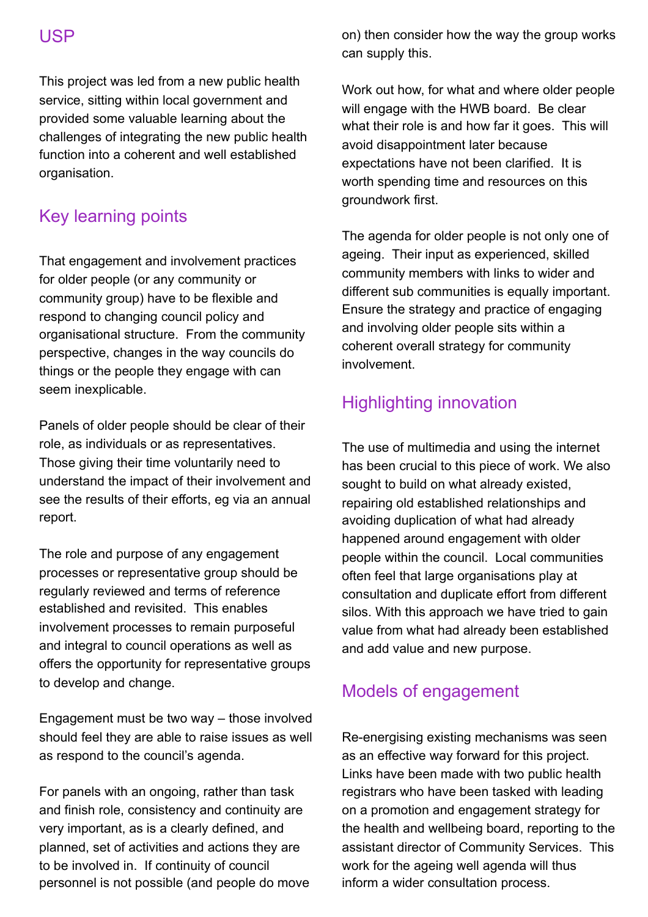## USP

This project was led from a new public health service, sitting within local government and provided some valuable learning about the challenges of integrating the new public health function into a coherent and well established organisation.

## Key learning points

That engagement and involvement practices for older people (or any community or community group) have to be flexible and respond to changing council policy and organisational structure. From the community perspective, changes in the way councils do things or the people they engage with can seem inexplicable.

Panels of older people should be clear of their role, as individuals or as representatives. Those giving their time voluntarily need to understand the impact of their involvement and see the results of their efforts, eg via an annual report.

The role and purpose of any engagement processes or representative group should be regularly reviewed and terms of reference established and revisited. This enables involvement processes to remain purposeful and integral to council operations as well as offers the opportunity for representative groups to develop and change.

Engagement must be two way – those involved should feel they are able to raise issues as well as respond to the council's agenda.

For panels with an ongoing, rather than task and finish role, consistency and continuity are very important, as is a clearly defined, and planned, set of activities and actions they are to be involved in. If continuity of council personnel is not possible (and people do move on) then consider how the way the group works can supply this.

Work out how, for what and where older people will engage with the HWB board. Be clear what their role is and how far it goes. This will avoid disappointment later because expectations have not been clarified. It is worth spending time and resources on this groundwork first.

The agenda for older people is not only one of ageing. Their input as experienced, skilled community members with links to wider and different sub communities is equally important. Ensure the strategy and practice of engaging and involving older people sits within a coherent overall strategy for community involvement.

## Highlighting innovation

The use of multimedia and using the internet has been crucial to this piece of work. We also sought to build on what already existed, repairing old established relationships and avoiding duplication of what had already happened around engagement with older people within the council. Local communities often feel that large organisations play at consultation and duplicate effort from different silos. With this approach we have tried to gain value from what had already been established and add value and new purpose.

## Models of engagement

Re-energising existing mechanisms was seen as an effective way forward for this project. Links have been made with two public health registrars who have been tasked with leading on a promotion and engagement strategy for the health and wellbeing board, reporting to the assistant director of Community Services. This work for the ageing well agenda will thus inform a wider consultation process.